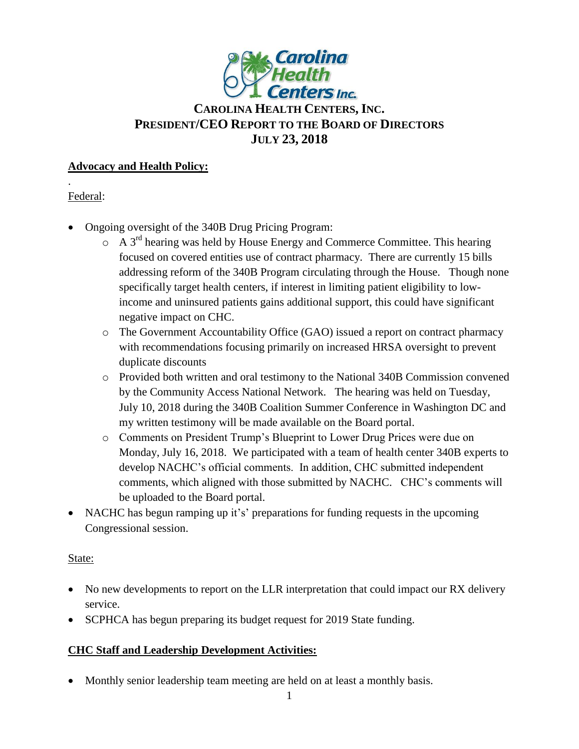# CAROLINA HEALTH CENTERS, INC.
# PRESIDENT/CEO REPORT TO THE BOARD OF DIRECTORS
# JULY 23, 2018

## Advocacy and Health Policy:

.
Federal:

- Ongoing oversight of the 340B Drug Pricing Program:
  - A 3rd hearing was held by House Energy and Commerce Committee. This hearing focused on covered entities use of contract pharmacy. There are currently 15 bills addressing reform of the 340B Program circulating through the House. Though none specifically target health centers, if interest in limiting patient eligibility to low-income and uninsured patients gains additional support, this could have significant negative impact on CHC.
  - The Government Accountability Office (GAO) issued a report on contract pharmacy with recommendations focusing primarily on increased HRSA oversight to prevent duplicate discounts
  - Provided both written and oral testimony to the National 340B Commission convened by the Community Access National Network. The hearing was held on Tuesday, July 10, 2018 during the 340B Coalition Summer Conference in Washington DC and my written testimony will be made available on the Board portal.
  - Comments on President Trump's Blueprint to Lower Drug Prices were due on Monday, July 16, 2018. We participated with a team of health center 340B experts to develop NACHC's official comments. In addition, CHC submitted independent comments, which aligned with those submitted by NACHC. CHC's comments will be uploaded to the Board portal.
- NACHC has begun ramping up it's' preparations for funding requests in the upcoming Congressional session.

State:

- No new developments to report on the LLR interpretation that could impact our RX delivery service.
- SCPHCA has begun preparing its budget request for 2019 State funding.

## CHC Staff and Leadership Development Activities:

- Monthly senior leadership team meeting are held on at least a monthly basis.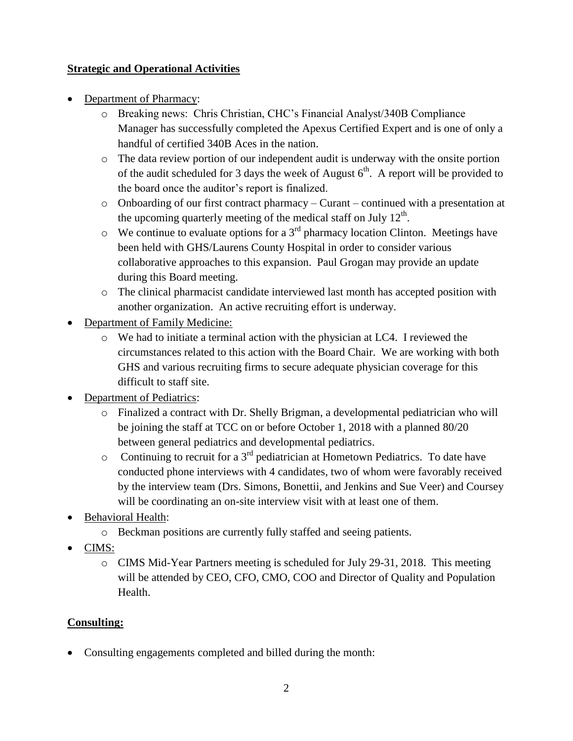## **Strategic and Operational Activities**

- Department of Pharmacy:
  - Breaking news: Chris Christian, CHC's Financial Analyst/340B Compliance Manager has successfully completed the Apexus Certified Expert and is one of only a handful of certified 340B Aces in the nation.
  - The data review portion of our independent audit is underway with the onsite portion of the audit scheduled for 3 days the week of August 6th. A report will be provided to the board once the auditor's report is finalized.
  - Onboarding of our first contract pharmacy – Curant – continued with a presentation at the upcoming quarterly meeting of the medical staff on July 12th.
  - We continue to evaluate options for a 3rd pharmacy location Clinton. Meetings have been held with GHS/Laurens County Hospital in order to consider various collaborative approaches to this expansion. Paul Grogan may provide an update during this Board meeting.
  - The clinical pharmacist candidate interviewed last month has accepted position with another organization. An active recruiting effort is underway.
- Department of Family Medicine:
  - We had to initiate a terminal action with the physician at LC4. I reviewed the circumstances related to this action with the Board Chair. We are working with both GHS and various recruiting firms to secure adequate physician coverage for this difficult to staff site.
- Department of Pediatrics:
  - Finalized a contract with Dr. Shelly Brigman, a developmental pediatrician who will be joining the staff at TCC on or before October 1, 2018 with a planned 80/20 between general pediatrics and developmental pediatrics.
  - Continuing to recruit for a 3rd pediatrician at Hometown Pediatrics. To date have conducted phone interviews with 4 candidates, two of whom were favorably received by the interview team (Drs. Simons, Bonettii, and Jenkins and Sue Veer) and Coursey will be coordinating an on-site interview visit with at least one of them.
- Behavioral Health:
  - Beckman positions are currently fully staffed and seeing patients.
- CIMS:
  - CIMS Mid-Year Partners meeting is scheduled for July 29-31, 2018. This meeting will be attended by CEO, CFO, CMO, COO and Director of Quality and Population Health.

## **Consulting:**

- Consulting engagements completed and billed during the month: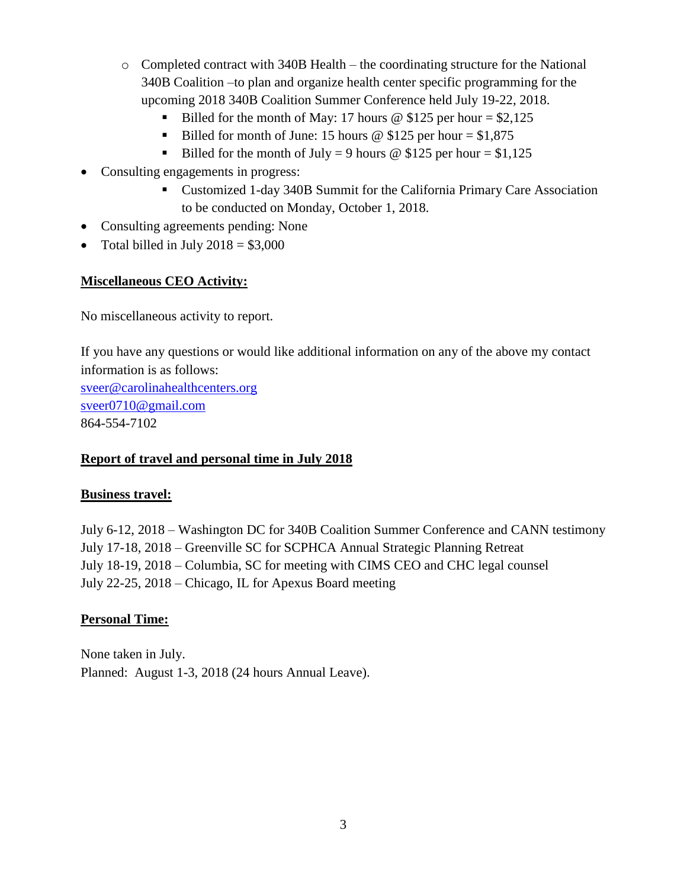- Completed contract with 340B Health – the coordinating structure for the National 340B Coalition –to plan and organize health center specific programming for the upcoming 2018 340B Coalition Summer Conference held July 19-22, 2018.
    - Billed for the month of May: 17 hours @ $125 per hour = $2,125
    - Billed for month of June: 15 hours @ $125 per hour = $1,875
    - Billed for the month of July = 9 hours @ $125 per hour = $1,125
- Consulting engagements in progress:
    - Customized 1-day 340B Summit for the California Primary Care Association to be conducted on Monday, October 1, 2018.
- Consulting agreements pending: None
- Total billed in July 2018 = $3,000

**Miscellaneous CEO Activity:**

No miscellaneous activity to report.

If you have any questions or would like additional information on any of the above my contact information is as follows:
sveer@carolinahealthcenters.org
sveer0710@gmail.com
864-554-7102

**Report of travel and personal time in July 2018**

**Business travel:**

July 6-12, 2018 – Washington DC for 340B Coalition Summer Conference and CANN testimony
July 17-18, 2018 – Greenville SC for SCPHCA Annual Strategic Planning Retreat
July 18-19, 2018 – Columbia, SC for meeting with CIMS CEO and CHC legal counsel
July 22-25, 2018 – Chicago, IL for Apexus Board meeting

**Personal Time:**

None taken in July.
Planned: August 1-3, 2018 (24 hours Annual Leave).